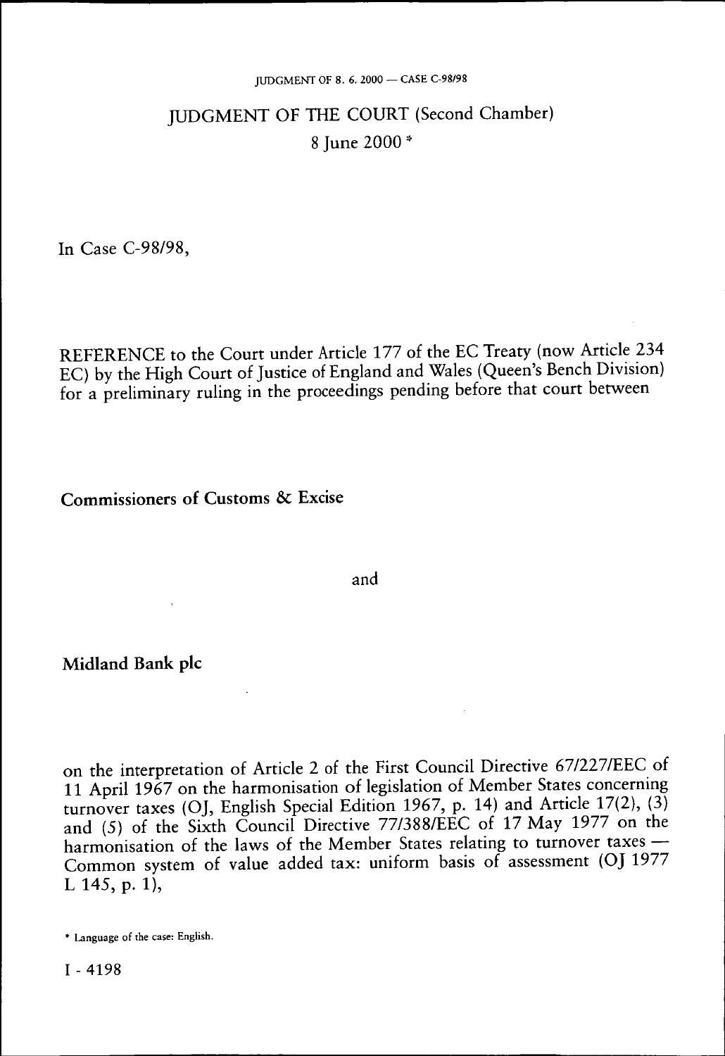# JUDGMENT OF THE COURT (Second Chamber)

8 June 2000 *

In Case C-98/98,

REFERENCE to the Court under Article 177 of the EC Treaty (now Article 234 EC) by the High Court of Justice of England and Wales (Queen's Bench Division) for a preliminary ruling in the proceedings pending before that court between

**Commissioners of Customs & Excise**

and

**Midland Bank plc**

on the interpretation of Article 2 of the First Council Directive 67/227/EEC of 11 April 1967 on the harmonisation of legislation of Member States concerning turnover taxes (OJ, English Special Edition 1967, p. 14) and Article 17(2), (3) and (5) of the Sixth Council Directive 77/388/EEC of 17 May 1977 on the harmonisation of the laws of the Member States relating to turnover taxes — Common system of value added tax: uniform basis of assessment (OJ 1977 L 145, p. 1),

\* Language of the case: English.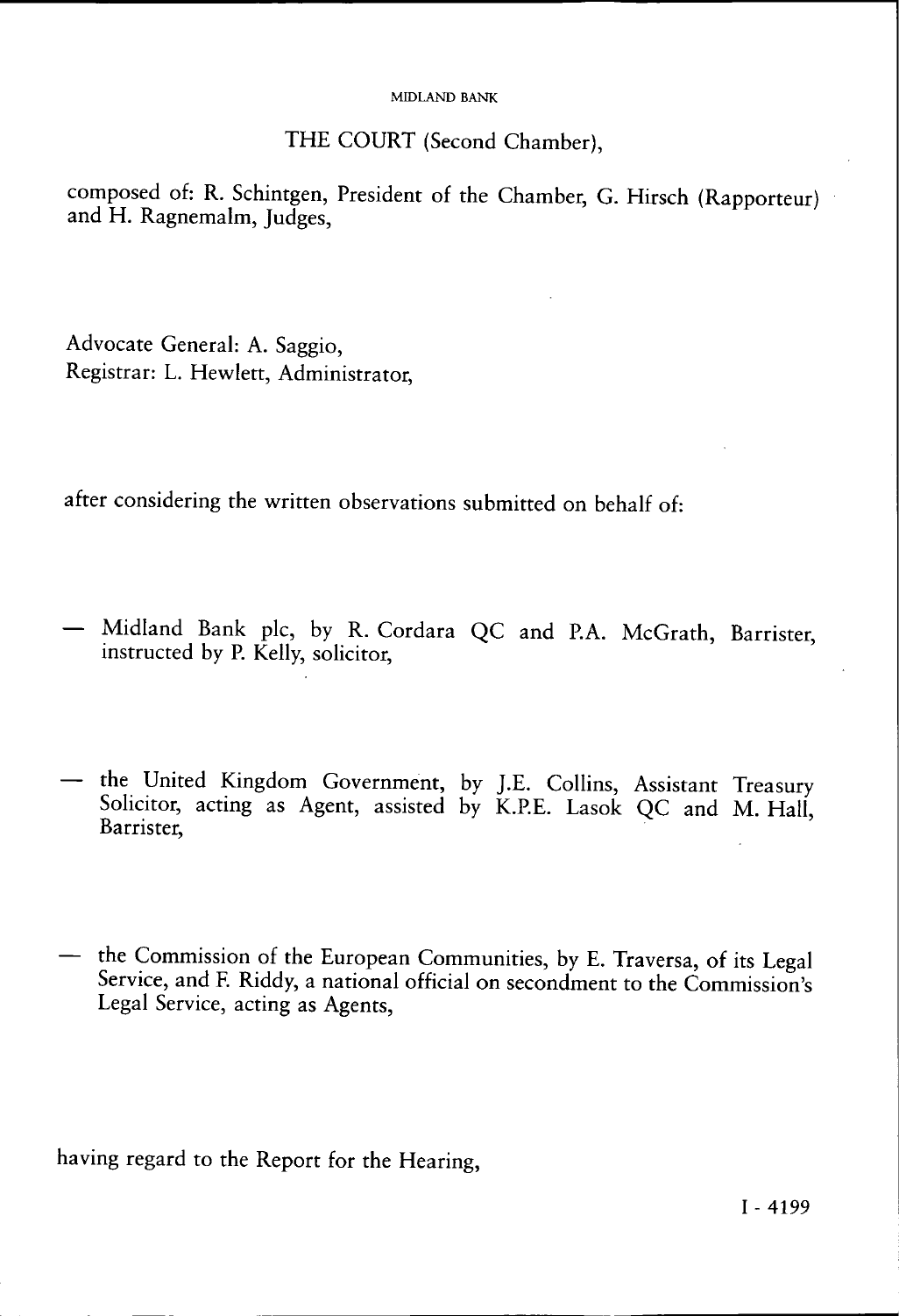THE COURT (Second Chamber),

composed of: R. Schintgen, President of the Chamber, G. Hirsch (Rapporteur) and H. Ragnemalm, Judges,

Advocate General: A. Saggio,
Registrar: L. Hewlett, Administrator,

after considering the written observations submitted on behalf of:

- Midland Bank plc, by R. Cordara QC and P.A. McGrath, Barrister, instructed by P. Kelly, solicitor,

- the United Kingdom Government, by J.E. Collins, Assistant Treasury Solicitor, acting as Agent, assisted by K.P.E. Lasok QC and M. Hall, Barrister,

- the Commission of the European Communities, by E. Traversa, of its Legal Service, and F. Riddy, a national official on secondment to the Commission's Legal Service, acting as Agents,

having regard to the Report for the Hearing,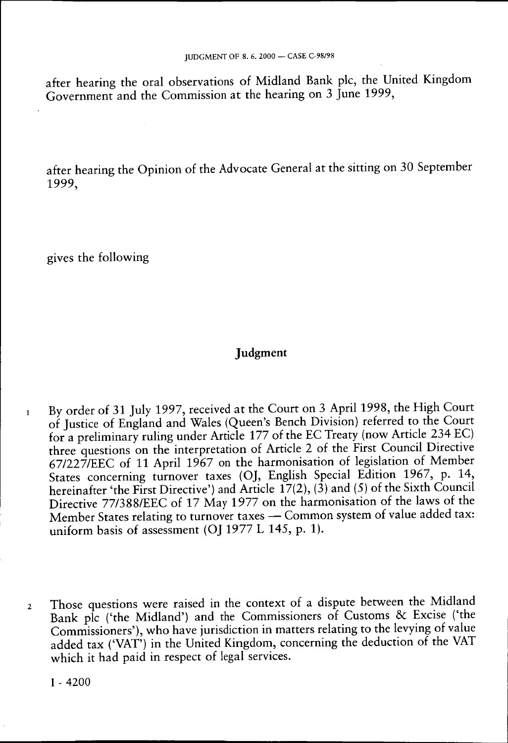after hearing the oral observations of Midland Bank plc, the United Kingdom Government and the Commission at the hearing on 3 June 1999,

after hearing the Opinion of the Advocate General at the sitting on 30 September 1999,

gives the following

## Judgment

1 By order of 31 July 1997, received at the Court on 3 April 1998, the High Court of Justice of England and Wales (Queen's Bench Division) referred to the Court for a preliminary ruling under Article 177 of the EC Treaty (now Article 234 EC) three questions on the interpretation of Article 2 of the First Council Directive 67/227/EEC of 11 April 1967 on the harmonisation of legislation of Member States concerning turnover taxes (OJ, English Special Edition 1967, p. 14, hereinafter 'the First Directive') and Article 17(2), (3) and (5) of the Sixth Council Directive 77/388/EEC of 17 May 1977 on the harmonisation of the laws of the Member States relating to turnover taxes — Common system of value added tax: uniform basis of assessment (OJ 1977 L 145, p. 1).

2 Those questions were raised in the context of a dispute between the Midland Bank plc ('the Midland') and the Commissioners of Customs & Excise ('the Commissioners'), who have jurisdiction in matters relating to the levying of value added tax ('VAT') in the United Kingdom, concerning the deduction of the VAT which it had paid in respect of legal services.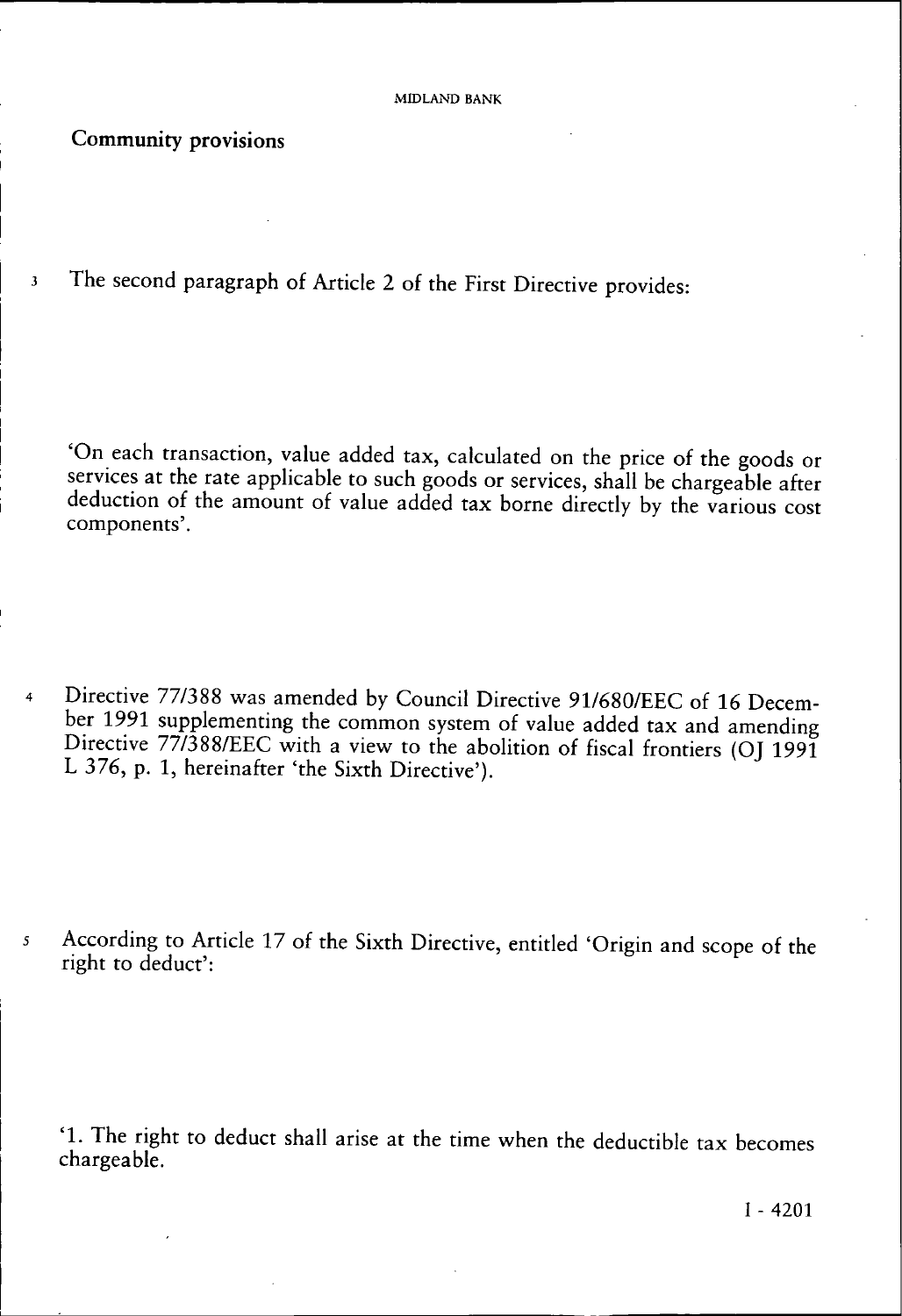## Community provisions

3 The second paragraph of Article 2 of the First Directive provides:

'On each transaction, value added tax, calculated on the price of the goods or services at the rate applicable to such goods or services, shall be chargeable after deduction of the amount of value added tax borne directly by the various cost components'.

4 Directive 77/388 was amended by Council Directive 91/680/EEC of 16 December 1991 supplementing the common system of value added tax and amending Directive 77/388/EEC with a view to the abolition of fiscal frontiers (OJ 1991 L 376, p. 1, hereinafter 'the Sixth Directive').

5 According to Article 17 of the Sixth Directive, entitled 'Origin and scope of the right to deduct':

'1. The right to deduct shall arise at the time when the deductible tax becomes chargeable.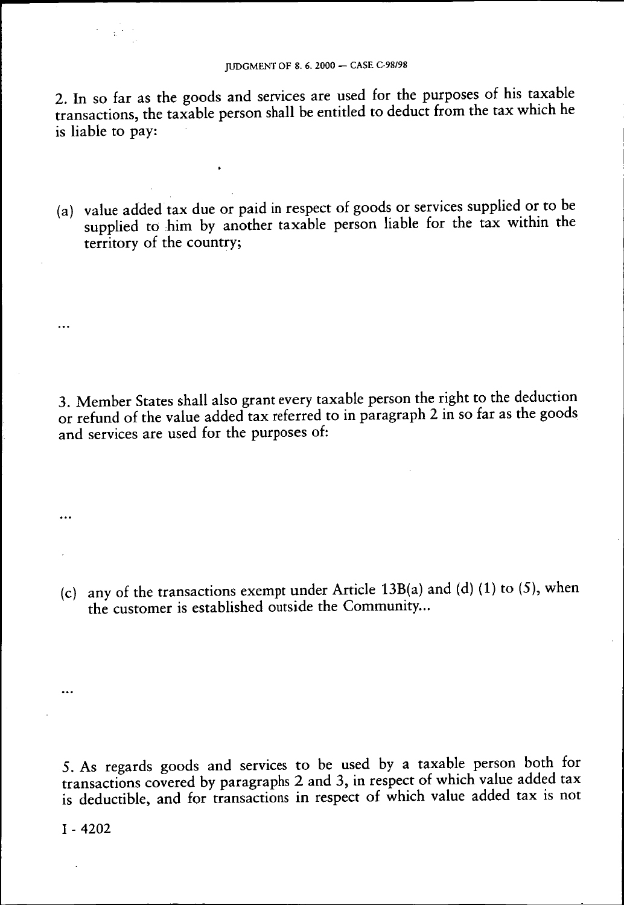2. In so far as the goods and services are used for the purposes of his taxable transactions, the taxable person shall be entitled to deduct from the tax which he is liable to pay:

(a) value added tax due or paid in respect of goods or services supplied or to be supplied to him by another taxable person liable for the tax within the territory of the country;

...

3. Member States shall also grant every taxable person the right to the deduction or refund of the value added tax referred to in paragraph 2 in so far as the goods and services are used for the purposes of:

...

(c) any of the transactions exempt under Article 13B(a) and (d) (1) to (5), when the customer is established outside the Community...

...

5. As regards goods and services to be used by a taxable person both for transactions covered by paragraphs 2 and 3, in respect of which value added tax is deductible, and for transactions in respect of which value added tax is not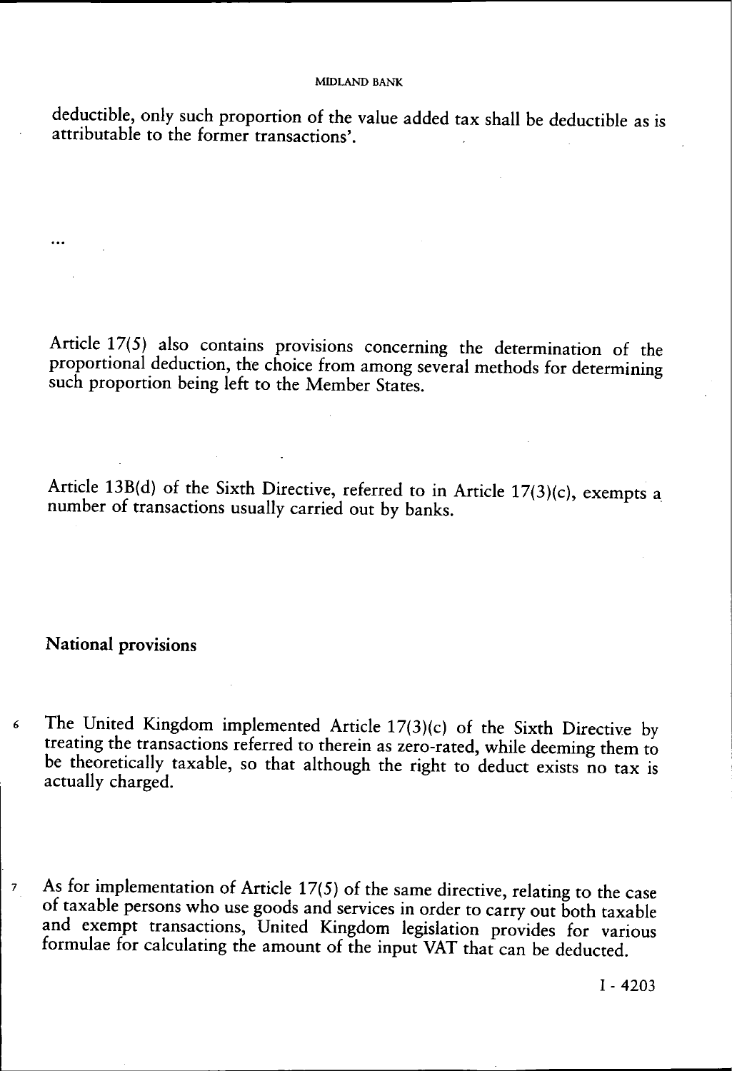deductible, only such proportion of the value added tax shall be deductible as is attributable to the former transactions'.

...

Article 17(5) also contains provisions concerning the determination of the proportional deduction, the choice from among several methods for determining such proportion being left to the Member States.

Article 13B(d) of the Sixth Directive, referred to in Article 17(3)(c), exempts a number of transactions usually carried out by banks.

## National provisions

6 The United Kingdom implemented Article 17(3)(c) of the Sixth Directive by treating the transactions referred to therein as zero-rated, while deeming them to be theoretically taxable, so that although the right to deduct exists no tax is actually charged.

7 As for implementation of Article 17(5) of the same directive, relating to the case of taxable persons who use goods and services in order to carry out both taxable and exempt transactions, United Kingdom legislation provides for various formulae for calculating the amount of the input VAT that can be deducted.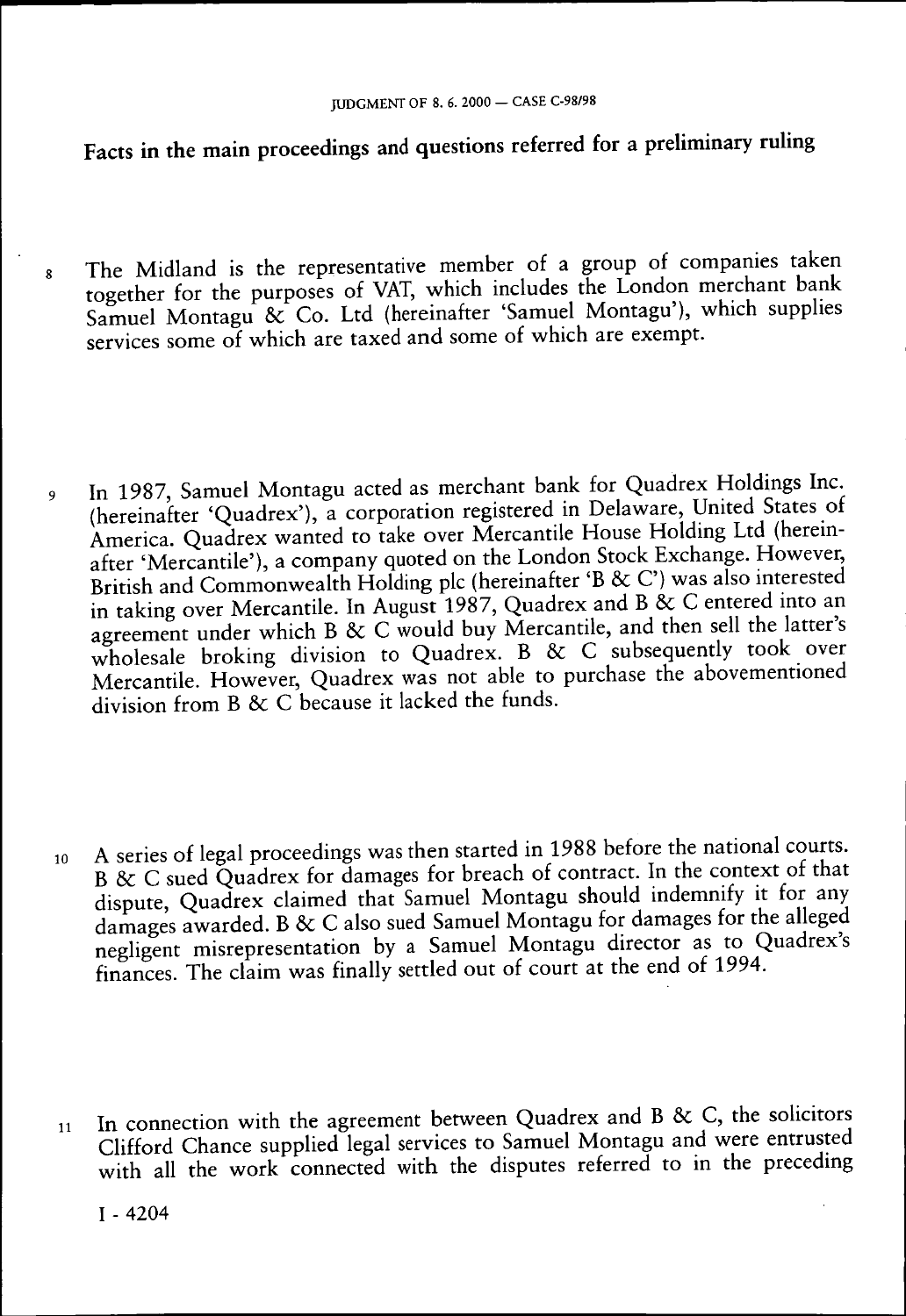## Facts in the main proceedings and questions referred for a preliminary ruling

8 The Midland is the representative member of a group of companies taken together for the purposes of VAT, which includes the London merchant bank Samuel Montagu & Co. Ltd (hereinafter 'Samuel Montagu'), which supplies services some of which are taxed and some of which are exempt.

9 In 1987, Samuel Montagu acted as merchant bank for Quadrex Holdings Inc. (hereinafter 'Quadrex'), a corporation registered in Delaware, United States of America. Quadrex wanted to take over Mercantile House Holding Ltd (hereinafter 'Mercantile'), a company quoted on the London Stock Exchange. However, British and Commonwealth Holding plc (hereinafter 'B & C') was also interested in taking over Mercantile. In August 1987, Quadrex and B & C entered into an agreement under which B & C would buy Mercantile, and then sell the latter's wholesale broking division to Quadrex. B & C subsequently took over Mercantile. However, Quadrex was not able to purchase the abovementioned division from B & C because it lacked the funds.

10 A series of legal proceedings was then started in 1988 before the national courts. B & C sued Quadrex for damages for breach of contract. In the context of that dispute, Quadrex claimed that Samuel Montagu should indemnify it for any damages awarded. B & C also sued Samuel Montagu for damages for the alleged negligent misrepresentation by a Samuel Montagu director as to Quadrex's finances. The claim was finally settled out of court at the end of 1994.

11 In connection with the agreement between Quadrex and B & C, the solicitors Clifford Chance supplied legal services to Samuel Montagu and were entrusted with all the work connected with the disputes referred to in the preceding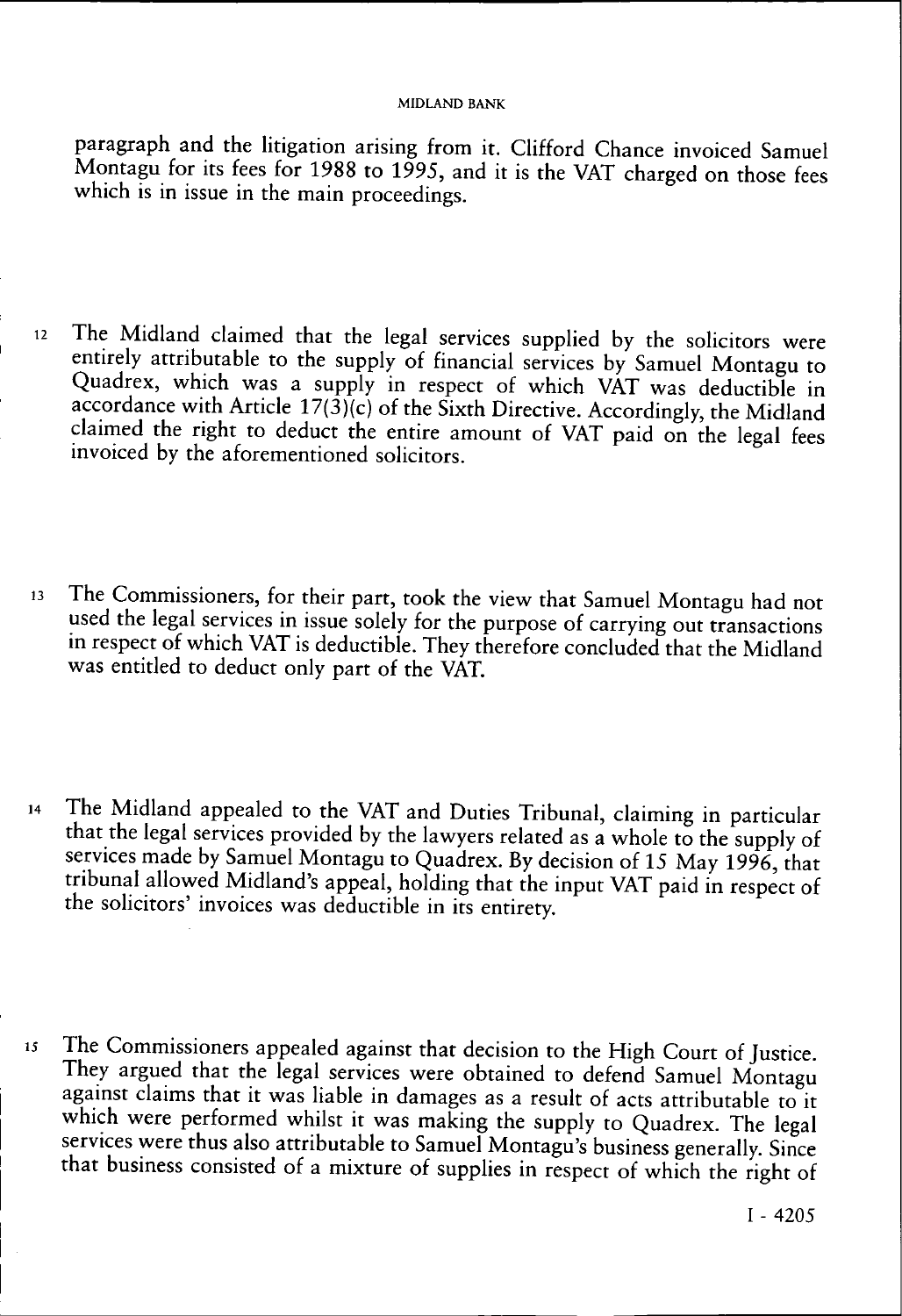paragraph and the litigation arising from it. Clifford Chance invoiced Samuel Montagu for its fees for 1988 to 1995, and it is the VAT charged on those fees which is in issue in the main proceedings.

12 The Midland claimed that the legal services supplied by the solicitors were entirely attributable to the supply of financial services by Samuel Montagu to Quadrex, which was a supply in respect of which VAT was deductible in accordance with Article 17(3)(c) of the Sixth Directive. Accordingly, the Midland claimed the right to deduct the entire amount of VAT paid on the legal fees invoiced by the aforementioned solicitors.

13 The Commissioners, for their part, took the view that Samuel Montagu had not used the legal services in issue solely for the purpose of carrying out transactions in respect of which VAT is deductible. They therefore concluded that the Midland was entitled to deduct only part of the VAT.

14 The Midland appealed to the VAT and Duties Tribunal, claiming in particular that the legal services provided by the lawyers related as a whole to the supply of services made by Samuel Montagu to Quadrex. By decision of 15 May 1996, that tribunal allowed Midland's appeal, holding that the input VAT paid in respect of the solicitors' invoices was deductible in its entirety.

15 The Commissioners appealed against that decision to the High Court of Justice. They argued that the legal services were obtained to defend Samuel Montagu against claims that it was liable in damages as a result of acts attributable to it which were performed whilst it was making the supply to Quadrex. The legal services were thus also attributable to Samuel Montagu's business generally. Since that business consisted of a mixture of supplies in respect of which the right of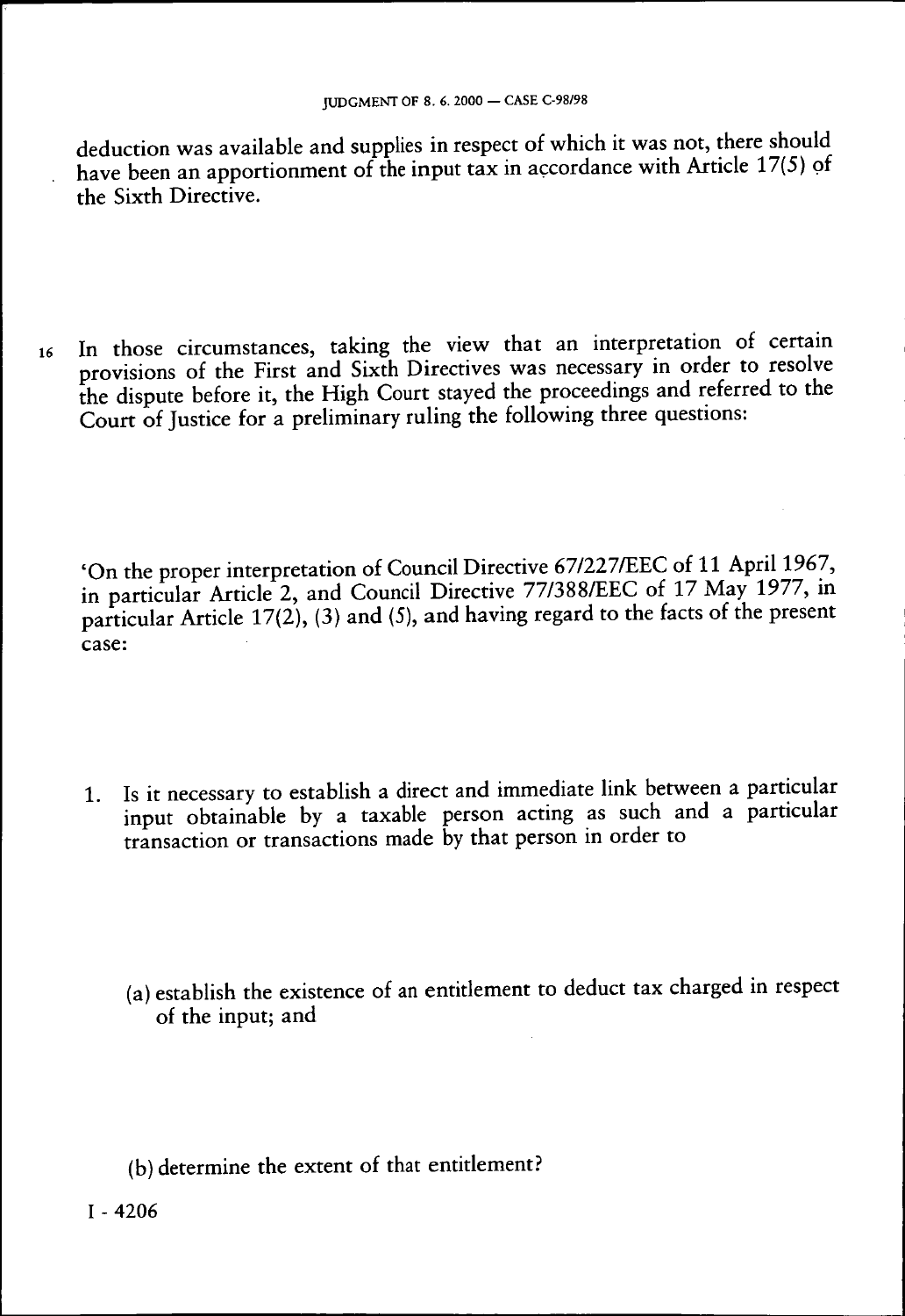deduction was available and supplies in respect of which it was not, there should have been an apportionment of the input tax in accordance with Article 17(5) of the Sixth Directive.

16 In those circumstances, taking the view that an interpretation of certain provisions of the First and Sixth Directives was necessary in order to resolve the dispute before it, the High Court stayed the proceedings and referred to the Court of Justice for a preliminary ruling the following three questions:

'On the proper interpretation of Council Directive 67/227/EEC of 11 April 1967, in particular Article 2, and Council Directive 77/388/EEC of 17 May 1977, in particular Article 17(2), (3) and (5), and having regard to the facts of the present case:

1. Is it necessary to establish a direct and immediate link between a particular input obtainable by a taxable person acting as such and a particular transaction or transactions made by that person in order to

   (a) establish the existence of an entitlement to deduct tax charged in respect of the input; and

   (b) determine the extent of that entitlement?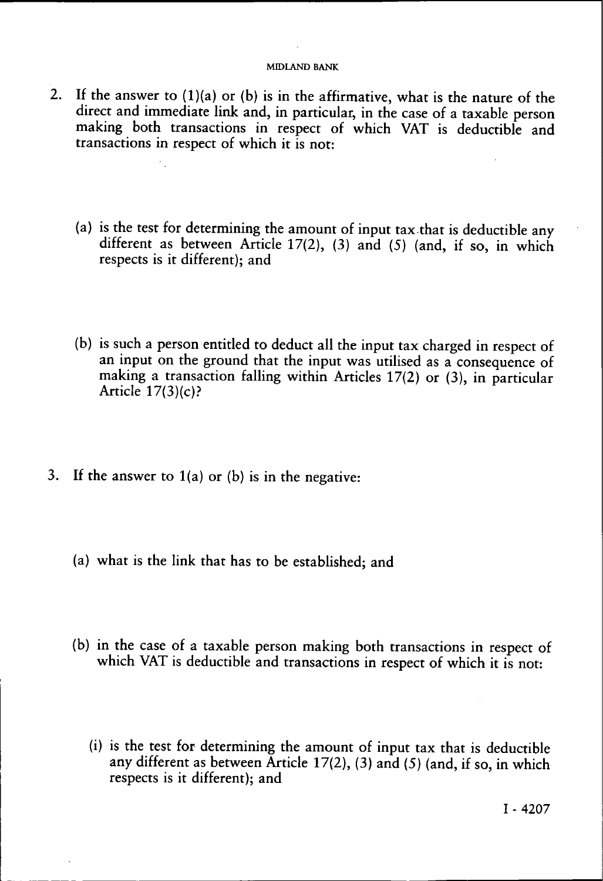2. If the answer to (1)(a) or (b) is in the affirmative, what is the nature of the direct and immediate link and, in particular, in the case of a taxable person making both transactions in respect of which VAT is deductible and transactions in respect of which it is not:

   (a) is the test for determining the amount of input tax that is deductible any different as between Article 17(2), (3) and (5) (and, if so, in which respects is it different); and

   (b) is such a person entitled to deduct all the input tax charged in respect of an input on the ground that the input was utilised as a consequence of making a transaction falling within Articles 17(2) or (3), in particular Article 17(3)(c)?

3. If the answer to 1(a) or (b) is in the negative:

   (a) what is the link that has to be established; and

   (b) in the case of a taxable person making both transactions in respect of which VAT is deductible and transactions in respect of which it is not:

      (i) is the test for determining the amount of input tax that is deductible any different as between Article 17(2), (3) and (5) (and, if so, in which respects is it different); and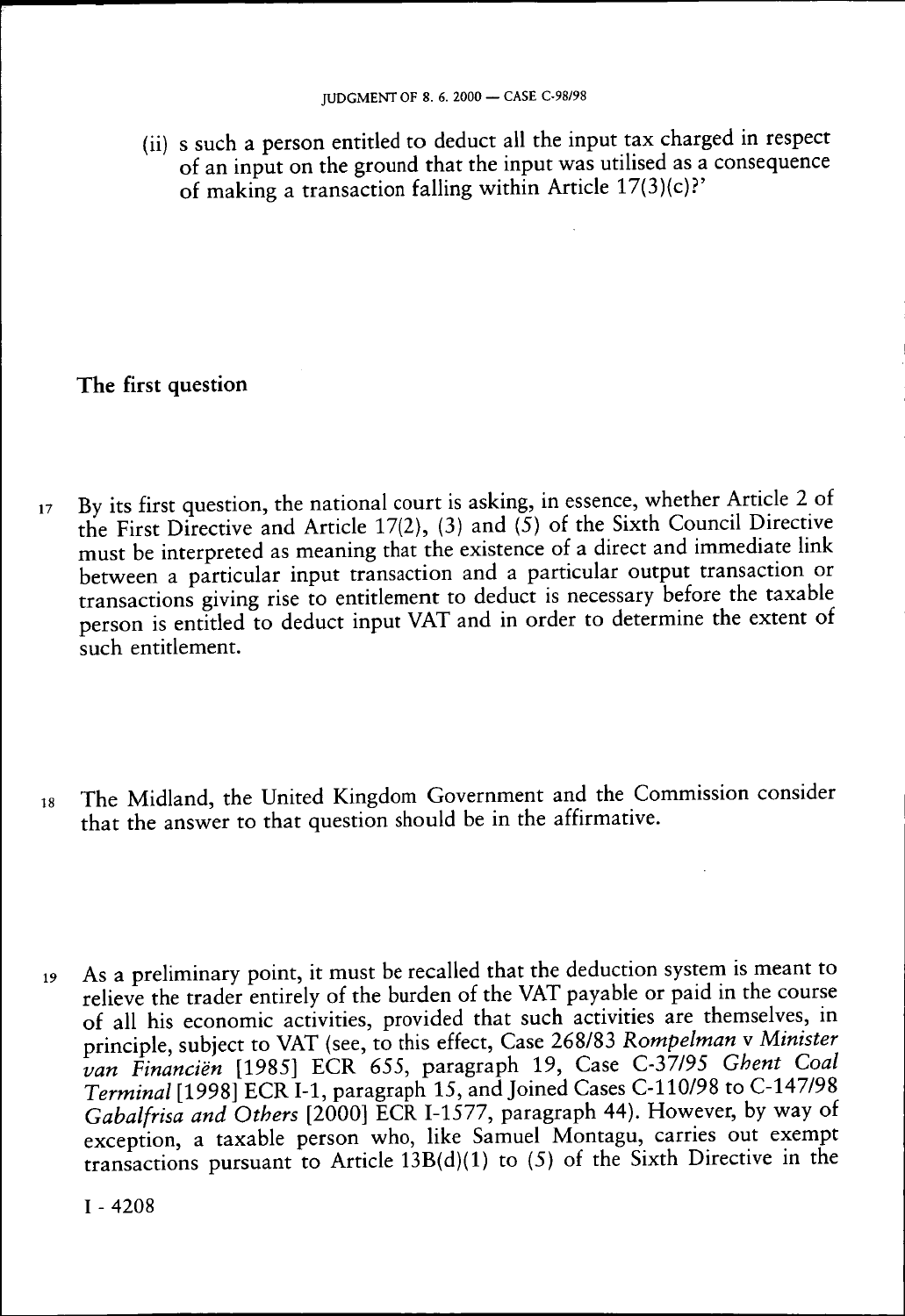(ii) s such a person entitled to deduct all the input tax charged in respect of an input on the ground that the input was utilised as a consequence of making a transaction falling within Article 17(3)(c)?'

## The first question

17 By its first question, the national court is asking, in essence, whether Article 2 of the First Directive and Article 17(2), (3) and (5) of the Sixth Council Directive must be interpreted as meaning that the existence of a direct and immediate link between a particular input transaction and a particular output transaction or transactions giving rise to entitlement to deduct is necessary before the taxable person is entitled to deduct input VAT and in order to determine the extent of such entitlement.

18 The Midland, the United Kingdom Government and the Commission consider that the answer to that question should be in the affirmative.

19 As a preliminary point, it must be recalled that the deduction system is meant to relieve the trader entirely of the burden of the VAT payable or paid in the course of all his economic activities, provided that such activities are themselves, in principle, subject to VAT (see, to this effect, Case 268/83 *Rompelman* v *Minister van Financiën* [1985] ECR 655, paragraph 19, Case C-37/95 *Ghent Coal Terminal* [1998] ECR I-1, paragraph 15, and Joined Cases C-110/98 to C-147/98 *Gabalfrisa and Others* [2000] ECR I-1577, paragraph 44). However, by way of exception, a taxable person who, like Samuel Montagu, carries out exempt transactions pursuant to Article 13B(d)(1) to (5) of the Sixth Directive in the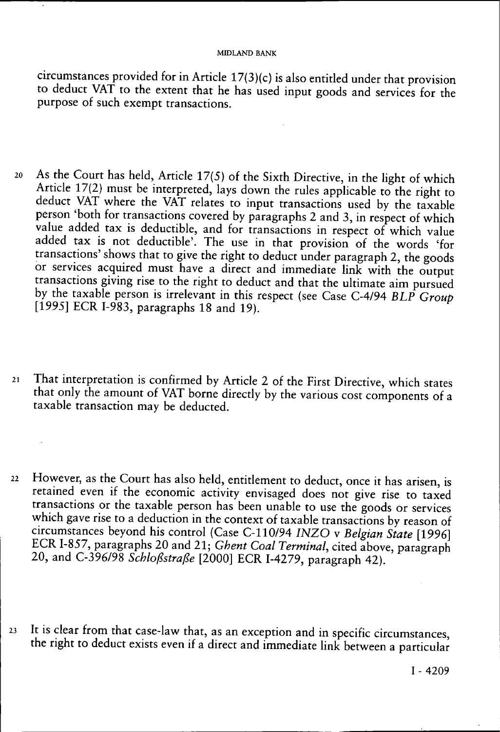circumstances provided for in Article 17(3)(c) is also entitled under that provision to deduct VAT to the extent that he has used input goods and services for the purpose of such exempt transactions.

20 As the Court has held, Article 17(5) of the Sixth Directive, in the light of which Article 17(2) must be interpreted, lays down the rules applicable to the right to deduct VAT where the VAT relates to input transactions used by the taxable person 'both for transactions covered by paragraphs 2 and 3, in respect of which value added tax is deductible, and for transactions in respect of which value added tax is not deductible'. The use in that provision of the words 'for transactions' shows that to give the right to deduct under paragraph 2, the goods or services acquired must have a direct and immediate link with the output transactions giving rise to the right to deduct and that the ultimate aim pursued by the taxable person is irrelevant in this respect (see Case C-4/94 *BLP Group* [1995] ECR I-983, paragraphs 18 and 19).

21 That interpretation is confirmed by Article 2 of the First Directive, which states that only the amount of VAT borne directly by the various cost components of a taxable transaction may be deducted.

22 However, as the Court has also held, entitlement to deduct, once it has arisen, is retained even if the economic activity envisaged does not give rise to taxed transactions or the taxable person has been unable to use the goods or services which gave rise to a deduction in the context of taxable transactions by reason of circumstances beyond his control (Case C-110/94 *INZO* v *Belgian State* [1996] ECR I-857, paragraphs 20 and 21; *Ghent Coal Terminal*, cited above, paragraph 20, and C-396/98 *Schloßstraße* [2000] ECR I-4279, paragraph 42).

23 It is clear from that case-law that, as an exception and in specific circumstances, the right to deduct exists even if a direct and immediate link between a particular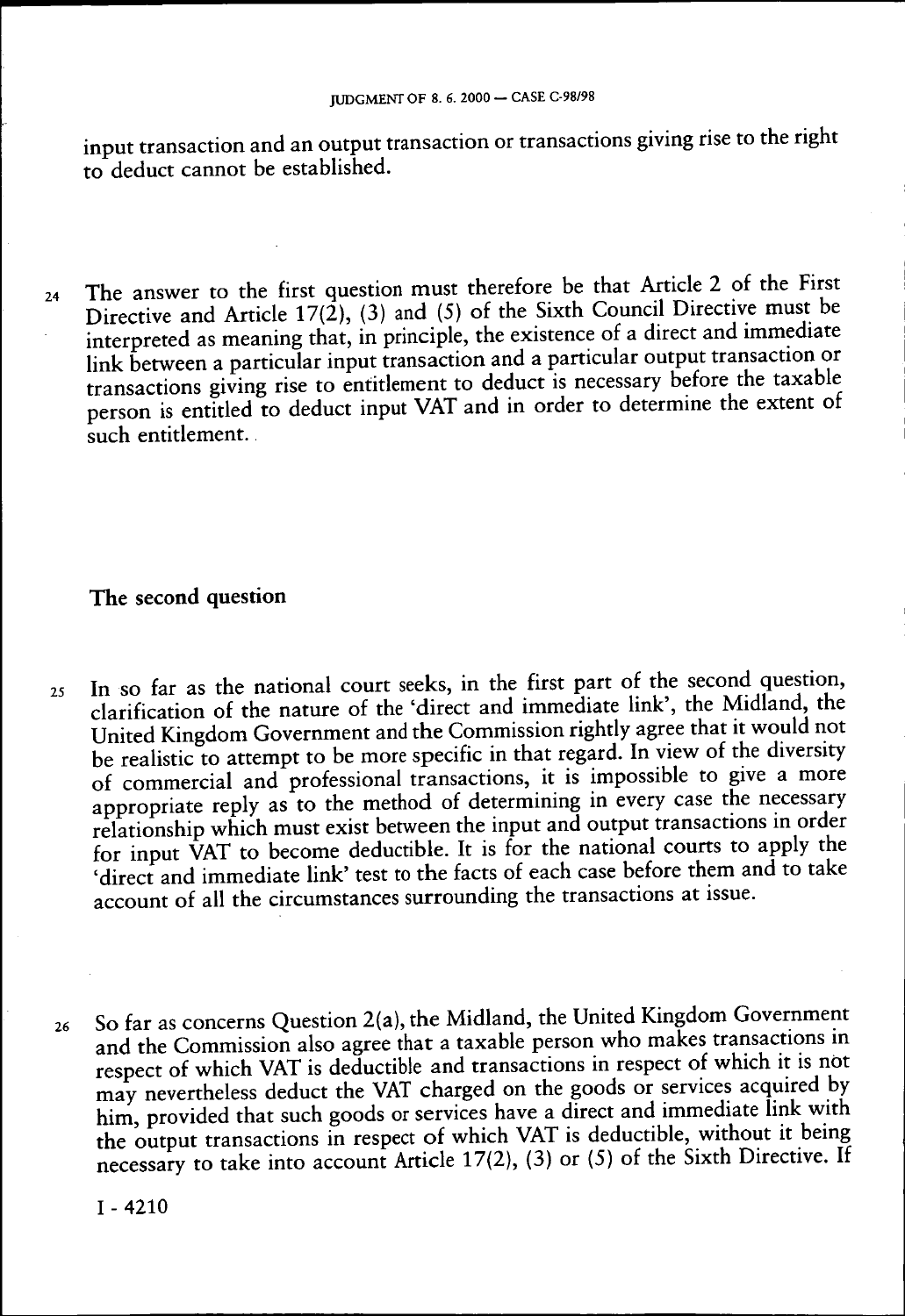input transaction and an output transaction or transactions giving rise to the right to deduct cannot be established.

24 The answer to the first question must therefore be that Article 2 of the First Directive and Article 17(2), (3) and (5) of the Sixth Council Directive must be interpreted as meaning that, in principle, the existence of a direct and immediate link between a particular input transaction and a particular output transaction or transactions giving rise to entitlement to deduct is necessary before the taxable person is entitled to deduct input VAT and in order to determine the extent of such entitlement.

## The second question

25 In so far as the national court seeks, in the first part of the second question, clarification of the nature of the 'direct and immediate link', the Midland, the United Kingdom Government and the Commission rightly agree that it would not be realistic to attempt to be more specific in that regard. In view of the diversity of commercial and professional transactions, it is impossible to give a more appropriate reply as to the method of determining in every case the necessary relationship which must exist between the input and output transactions in order for input VAT to become deductible. It is for the national courts to apply the 'direct and immediate link' test to the facts of each case before them and to take account of all the circumstances surrounding the transactions at issue.

26 So far as concerns Question 2(a), the Midland, the United Kingdom Government and the Commission also agree that a taxable person who makes transactions in respect of which VAT is deductible and transactions in respect of which it is not may nevertheless deduct the VAT charged on the goods or services acquired by him, provided that such goods or services have a direct and immediate link with the output transactions in respect of which VAT is deductible, without it being necessary to take into account Article 17(2), (3) or (5) of the Sixth Directive. If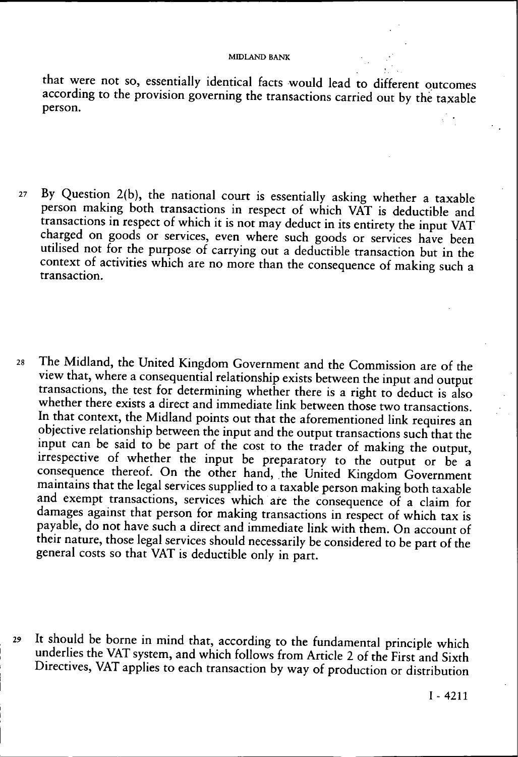that were not so, essentially identical facts would lead to different outcomes according to the provision governing the transactions carried out by the taxable person.

27 By Question 2(b), the national court is essentially asking whether a taxable person making both transactions in respect of which VAT is deductible and transactions in respect of which it is not may deduct in its entirety the input VAT charged on goods or services, even where such goods or services have been utilised not for the purpose of carrying out a deductible transaction but in the context of activities which are no more than the consequence of making such a transaction.

28 The Midland, the United Kingdom Government and the Commission are of the view that, where a consequential relationship exists between the input and output transactions, the test for determining whether there is a right to deduct is also whether there exists a direct and immediate link between those two transactions. In that context, the Midland points out that the aforementioned link requires an objective relationship between the input and the output transactions such that the input can be said to be part of the cost to the trader of making the output, irrespective of whether the input be preparatory to the output or be a consequence thereof. On the other hand, the United Kingdom Government maintains that the legal services supplied to a taxable person making both taxable and exempt transactions, services which are the consequence of a claim for damages against that person for making transactions in respect of which tax is payable, do not have such a direct and immediate link with them. On account of their nature, those legal services should necessarily be considered to be part of the general costs so that VAT is deductible only in part.

29 It should be borne in mind that, according to the fundamental principle which underlies the VAT system, and which follows from Article 2 of the First and Sixth Directives, VAT applies to each transaction by way of production or distribution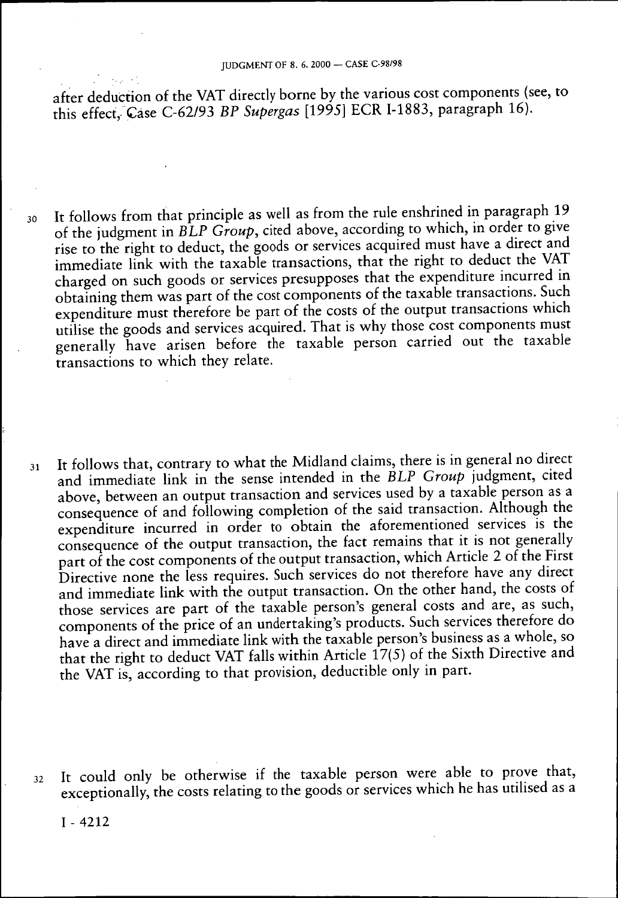after deduction of the VAT directly borne by the various cost components (see, to this effect, Case C-62/93 *BP Supergas* [1995] ECR I-1883, paragraph 16).

30 It follows from that principle as well as from the rule enshrined in paragraph 19 of the judgment in *BLP Group*, cited above, according to which, in order to give rise to the right to deduct, the goods or services acquired must have a direct and immediate link with the taxable transactions, that the right to deduct the VAT charged on such goods or services presupposes that the expenditure incurred in obtaining them was part of the cost components of the taxable transactions. Such expenditure must therefore be part of the costs of the output transactions which utilise the goods and services acquired. That is why those cost components must generally have arisen before the taxable person carried out the taxable transactions to which they relate.

31 It follows that, contrary to what the Midland claims, there is in general no direct and immediate link in the sense intended in the *BLP Group* judgment, cited above, between an output transaction and services used by a taxable person as a consequence of and following completion of the said transaction. Although the expenditure incurred in order to obtain the aforementioned services is the consequence of the output transaction, the fact remains that it is not generally part of the cost components of the output transaction, which Article 2 of the First Directive none the less requires. Such services do not therefore have any direct and immediate link with the output transaction. On the other hand, the costs of those services are part of the taxable person's general costs and are, as such, components of the price of an undertaking's products. Such services therefore do have a direct and immediate link with the taxable person's business as a whole, so that the right to deduct VAT falls within Article 17(5) of the Sixth Directive and the VAT is, according to that provision, deductible only in part.

32 It could only be otherwise if the taxable person were able to prove that, exceptionally, the costs relating to the goods or services which he has utilised as a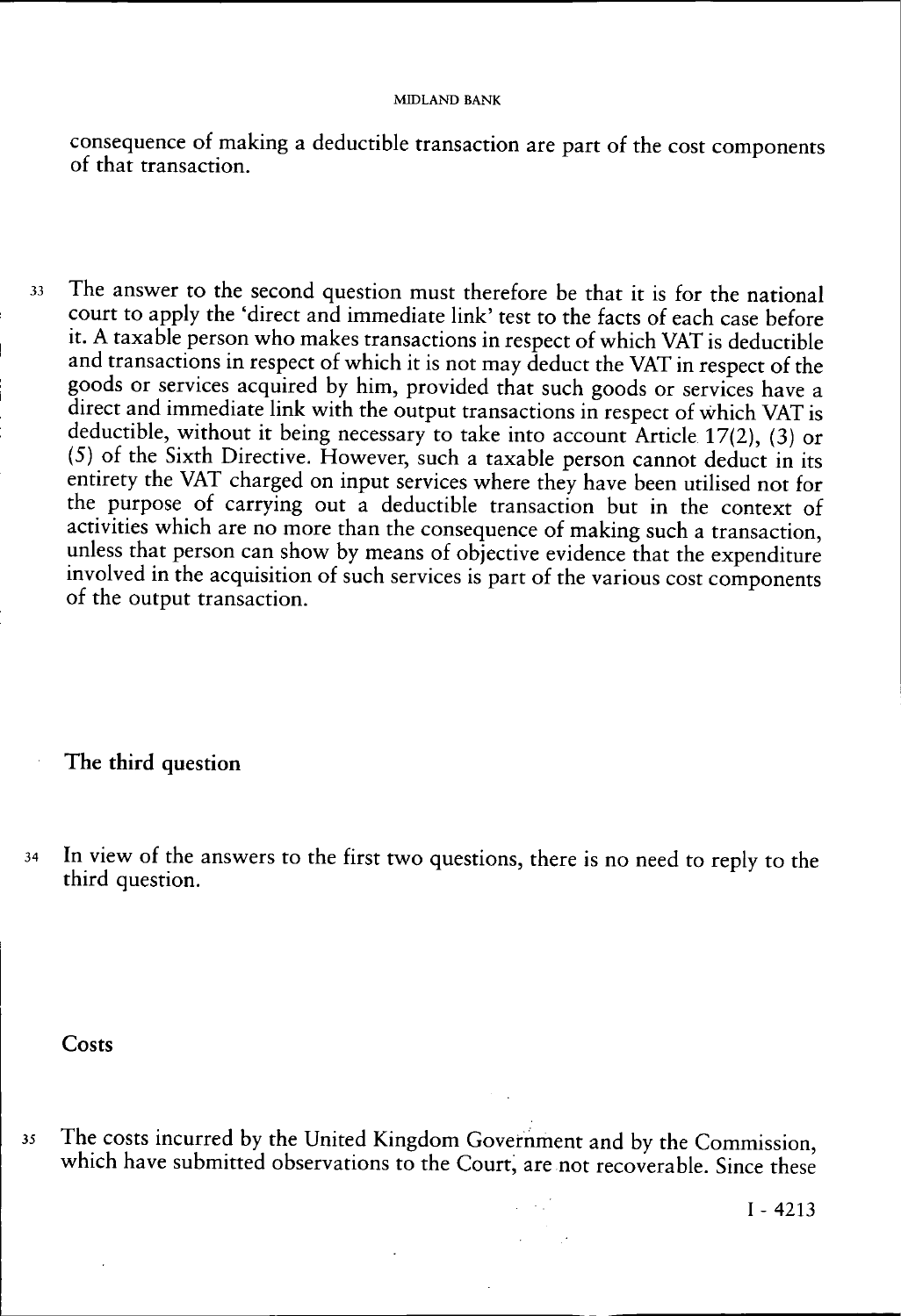consequence of making a deductible transaction are part of the cost components of that transaction.

33 The answer to the second question must therefore be that it is for the national court to apply the 'direct and immediate link' test to the facts of each case before it. A taxable person who makes transactions in respect of which VAT is deductible and transactions in respect of which it is not may deduct the VAT in respect of the goods or services acquired by him, provided that such goods or services have a direct and immediate link with the output transactions in respect of which VAT is deductible, without it being necessary to take into account Article 17(2), (3) or (5) of the Sixth Directive. However, such a taxable person cannot deduct in its entirety the VAT charged on input services where they have been utilised not for the purpose of carrying out a deductible transaction but in the context of activities which are no more than the consequence of making such a transaction, unless that person can show by means of objective evidence that the expenditure involved in the acquisition of such services is part of the various cost components of the output transaction.

## The third question

34 In view of the answers to the first two questions, there is no need to reply to the third question.

## Costs

35 The costs incurred by the United Kingdom Government and by the Commission, which have submitted observations to the Court, are not recoverable. Since these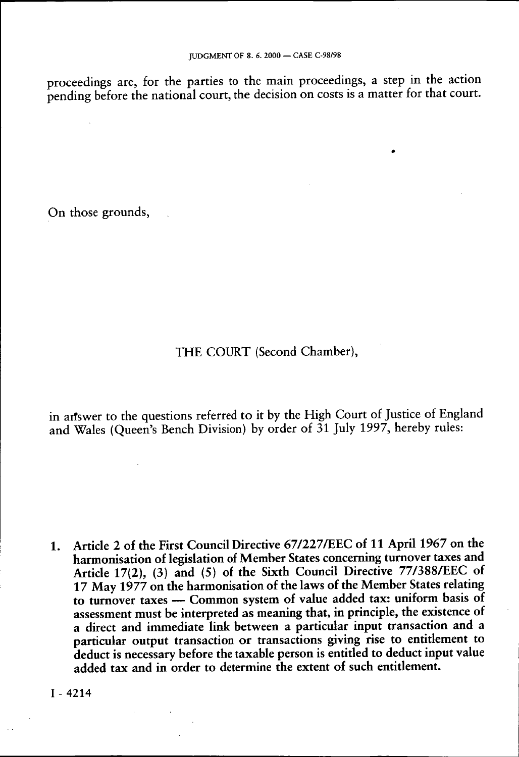proceedings are, for the parties to the main proceedings, a step in the action pending before the national court, the decision on costs is a matter for that court.

On those grounds,

THE COURT (Second Chamber),

in answer to the questions referred to it by the High Court of Justice of England and Wales (Queen's Bench Division) by order of 31 July 1997, hereby rules:

1. Article 2 of the First Council Directive 67/227/EEC of 11 April 1967 on the harmonisation of legislation of Member States concerning turnover taxes and Article 17(2), (3) and (5) of the Sixth Council Directive 77/388/EEC of 17 May 1977 on the harmonisation of the laws of the Member States relating to turnover taxes — Common system of value added tax: uniform basis of assessment must be interpreted as meaning that, in principle, the existence of a direct and immediate link between a particular input transaction and a particular output transaction or transactions giving rise to entitlement to deduct is necessary before the taxable person is entitled to deduct input value added tax and in order to determine the extent of such entitlement.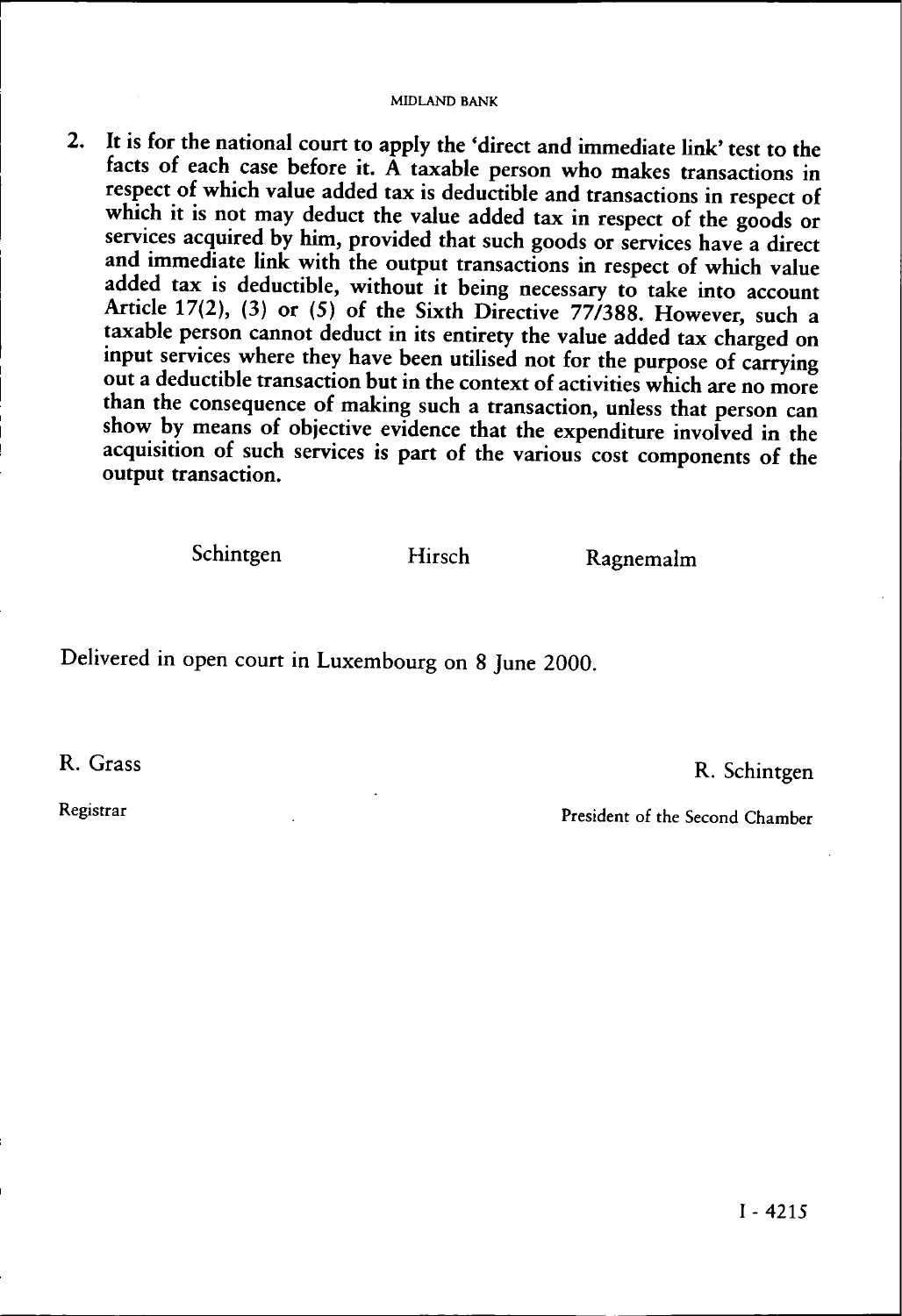2. It is for the national court to apply the 'direct and immediate link' test to the facts of each case before it. A taxable person who makes transactions in respect of which value added tax is deductible and transactions in respect of which it is not may deduct the value added tax in respect of the goods or services acquired by him, provided that such goods or services have a direct and immediate link with the output transactions in respect of which value added tax is deductible, without it being necessary to take into account Article 17(2), (3) or (5) of the Sixth Directive 77/388. However, such a taxable person cannot deduct in its entirety the value added tax charged on input services where they have been utilised not for the purpose of carrying out a deductible transaction but in the context of activities which are no more than the consequence of making such a transaction, unless that person can show by means of objective evidence that the expenditure involved in the acquisition of such services is part of the various cost components of the output transaction.

Schintgen Hirsch Ragnemalm

Delivered in open court in Luxembourg on 8 June 2000.

R. Grass
Registrar

R. Schintgen
President of the Second Chamber